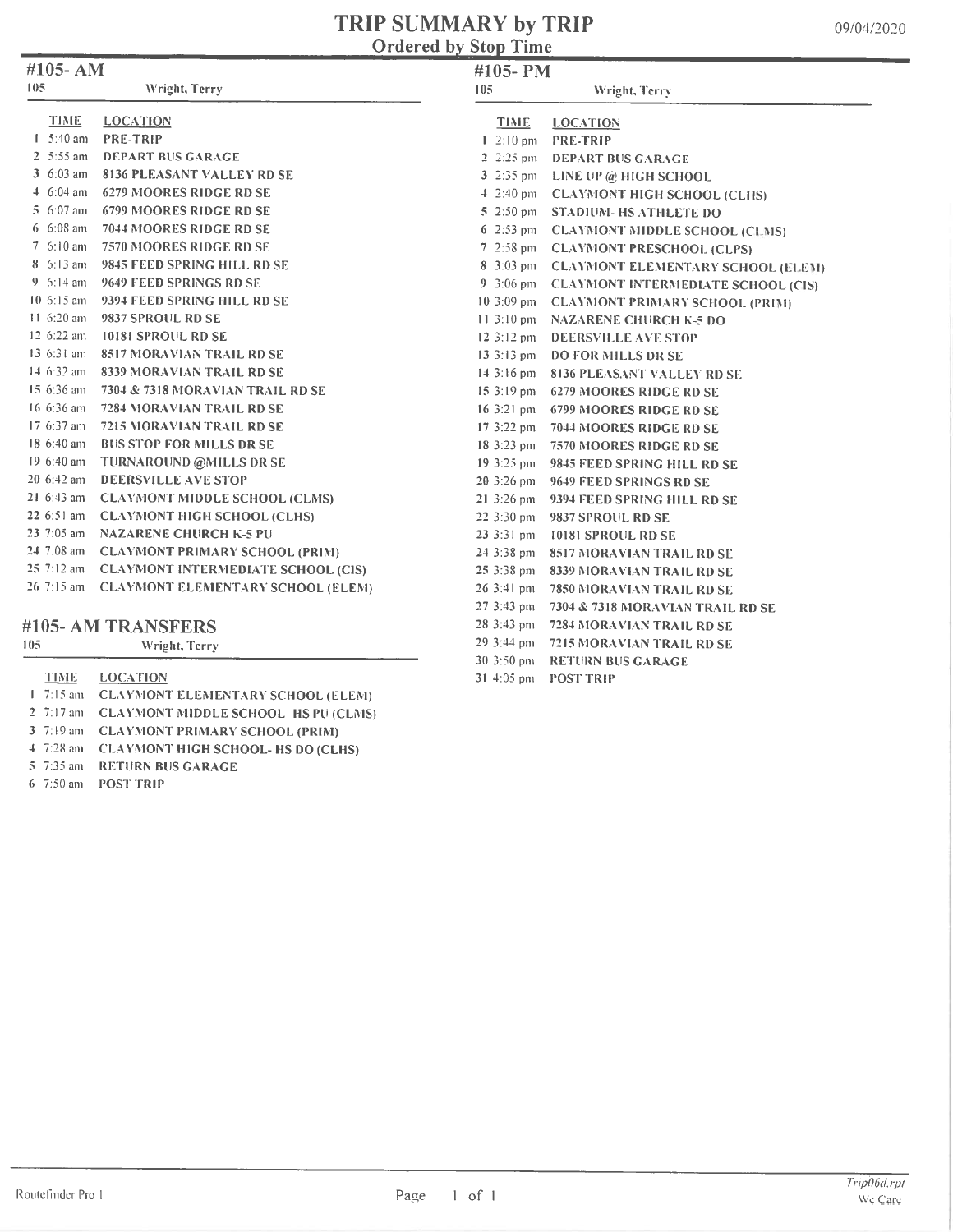# TRIP SUMMARY by TRIP

## Ordered by Stop Time

09/04/2020

### #105- AM

105 Wright, Terry

| | TIME | LOCATION |
|---|---|---|
| 1 | 5:40 am | PRE-TRIP |
| 2 | 5:55 am | DEPART BUS GARAGE |
| 3 | 6:03 am | 8136 PLEASANT VALLEY RD SE |
| 4 | 6:04 am | 6279 MOORES RIDGE RD SE |
| 5 | 6:07 am | 6799 MOORES RIDGE RD SE |
| 6 | 6:08 am | 7044 MOORES RIDGE RD SE |
| 7 | 6:10 am | 7570 MOORES RIDGE RD SE |
| 8 | 6:13 am | 9845 FEED SPRING HILL RD SE |
| 9 | 6:14 am | 9649 FEED SPRINGS RD SE |
| 10 | 6:15 am | 9394 FEED SPRING HILL RD SE |
| 11 | 6:20 am | 9837 SPROUL RD SE |
| 12 | 6:22 am | 10181 SPROUL RD SE |
| 13 | 6:31 am | 8517 MORAVIAN TRAIL RD SE |
| 14 | 6:32 am | 8339 MORAVIAN TRAIL RD SE |
| 15 | 6:36 am | 7304 & 7318 MORAVIAN TRAIL RD SE |
| 16 | 6:36 am | 7284 MORAVIAN TRAIL RD SE |
| 17 | 6:37 am | 7215 MORAVIAN TRAIL RD SE |
| 18 | 6:40 am | BUS STOP FOR MILLS DR SE |
| 19 | 6:40 am | TURNAROUND @MILLS DR SE |
| 20 | 6:42 am | DEERSVILLE AVE STOP |
| 21 | 6:43 am | CLAYMONT MIDDLE SCHOOL (CLMS) |
| 22 | 6:51 am | CLAYMONT HIGH SCHOOL (CLHS) |
| 23 | 7:05 am | NAZARENE CHURCH K-5 PU |
| 24 | 7:08 am | CLAYMONT PRIMARY SCHOOL (PRIM) |
| 25 | 7:12 am | CLAYMONT INTERMEDIATE SCHOOL (CIS) |
| 26 | 7:15 am | CLAYMONT ELEMENTARY SCHOOL (ELEM) |

### #105- AM TRANSFERS

105 Wright, Terry

| | TIME | LOCATION |
|---|---|---|
| 1 | 7:15 am | CLAYMONT ELEMENTARY SCHOOL (ELEM) |
| 2 | 7:17 am | CLAYMONT MIDDLE SCHOOL- HS PU (CLMS) |
| 3 | 7:19 am | CLAYMONT PRIMARY SCHOOL (PRIM) |
| 4 | 7:28 am | CLAYMONT HIGH SCHOOL- HS DO (CLHS) |
| 5 | 7:35 am | RETURN BUS GARAGE |
| 6 | 7:50 am | POST TRIP |

### #105- PM

105 Wright, Terry

| | TIME | LOCATION |
|---|---|---|
| 1 | 2:10 pm | PRE-TRIP |
| 2 | 2:25 pm | DEPART BUS GARAGE |
| 3 | 2:35 pm | LINE UP @ HIGH SCHOOL |
| 4 | 2:40 pm | CLAYMONT HIGH SCHOOL (CLHS) |
| 5 | 2:50 pm | STADIUM- HS ATHLETE DO |
| 6 | 2:53 pm | CLAYMONT MIDDLE SCHOOL (CLMS) |
| 7 | 2:58 pm | CLAYMONT PRESCHOOL (CLPS) |
| 8 | 3:03 pm | CLAYMONT ELEMENTARY SCHOOL (ELEM) |
| 9 | 3:06 pm | CLAYMONT INTERMEDIATE SCHOOL (CIS) |
| 10 | 3:09 pm | CLAYMONT PRIMARY SCHOOL (PRIM) |
| 11 | 3:10 pm | NAZARENE CHURCH K-5 DO |
| 12 | 3:12 pm | DEERSVILLE AVE STOP |
| 13 | 3:13 pm | DO FOR MILLS DR SE |
| 14 | 3:16 pm | 8136 PLEASANT VALLEY RD SE |
| 15 | 3:19 pm | 6279 MOORES RIDGE RD SE |
| 16 | 3:21 pm | 6799 MOORES RIDGE RD SE |
| 17 | 3:22 pm | 7044 MOORES RIDGE RD SE |
| 18 | 3:23 pm | 7570 MOORES RIDGE RD SE |
| 19 | 3:25 pm | 9845 FEED SPRING HILL RD SE |
| 20 | 3:26 pm | 9649 FEED SPRINGS RD SE |
| 21 | 3:26 pm | 9394 FEED SPRING HILL RD SE |
| 22 | 3:30 pm | 9837 SPROUL RD SE |
| 23 | 3:31 pm | 10181 SPROUL RD SE |
| 24 | 3:38 pm | 8517 MORAVIAN TRAIL RD SE |
| 25 | 3:38 pm | 8339 MORAVIAN TRAIL RD SE |
| 26 | 3:41 pm | 7850 MORAVIAN TRAIL RD SE |
| 27 | 3:43 pm | 7304 & 7318 MORAVIAN TRAIL RD SE |
| 28 | 3:43 pm | 7284 MORAVIAN TRAIL RD SE |
| 29 | 3:44 pm | 7215 MORAVIAN TRAIL RD SE |
| 30 | 3:50 pm | RETURN BUS GARAGE |
| 31 | 4:05 pm | POST TRIP |

Routefinder Pro I

Trip06d.rpt
We Care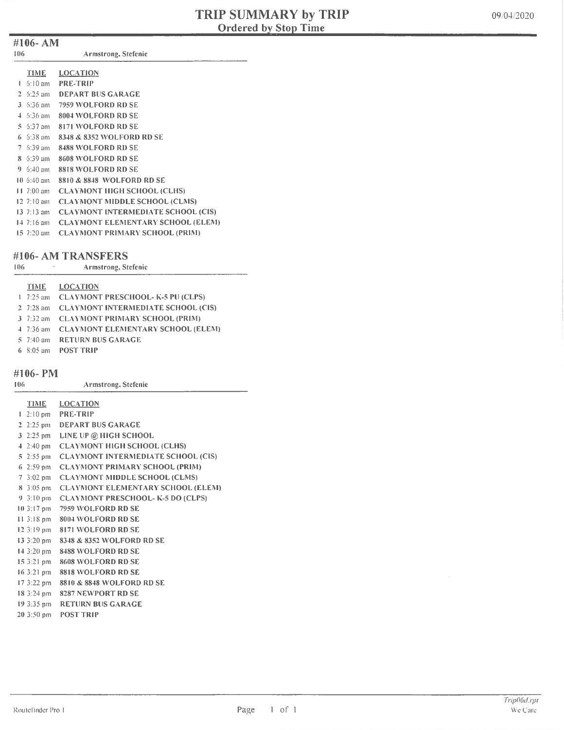# TRIP SUMMARY by TRIP
## Ordered by Stop Time

09/04/2020

### #106- AM

106 Armstrong, Stefenie

| | TIME | LOCATION |
|---|---|---|
| 1 | 6:10 am | PRE-TRIP |
| 2 | 6:25 am | DEPART BUS GARAGE |
| 3 | 6:36 am | 7959 WOLFORD RD SE |
| 4 | 6:36 am | 8004 WOLFORD RD SE |
| 5 | 6:37 am | 8171 WOLFORD RD SE |
| 6 | 6:38 am | 8348 & 8352 WOLFORD RD SE |
| 7 | 6:39 am | 8488 WOLFORD RD SE |
| 8 | 6:39 am | 8608 WOLFORD RD SE |
| 9 | 6:40 am | 8818 WOLFORD RD SE |
| 10 | 6:40 am | 8810 & 8848 WOLFORD RD SE |
| 11 | 7:00 am | CLAYMONT HIGH SCHOOL (CLHS) |
| 12 | 7:10 am | CLAYMONT MIDDLE SCHOOL (CLMS) |
| 13 | 7:13 am | CLAYMONT INTERMEDIATE SCHOOL (CIS) |
| 14 | 7:16 am | CLAYMONT ELEMENTARY SCHOOL (ELEM) |
| 15 | 7:20 am | CLAYMONT PRIMARY SCHOOL (PRIM) |

### #106- AM TRANSFERS

106 Armstrong, Stefenie

| | TIME | LOCATION |
|---|---|---|
| 1 | 7:25 am | CLAYMONT PRESCHOOL- K-5 PU (CLPS) |
| 2 | 7:28 am | CLAYMONT INTERMEDIATE SCHOOL (CIS) |
| 3 | 7:32 am | CLAYMONT PRIMARY SCHOOL (PRIM) |
| 4 | 7:36 am | CLAYMONT ELEMENTARY SCHOOL (ELEM) |
| 5 | 7:40 am | RETURN BUS GARAGE |
| 6 | 8:05 am | POST TRIP |

### #106- PM

106 Armstrong, Stefenie

| | TIME | LOCATION |
|---|---|---|
| 1 | 2:10 pm | PRE-TRIP |
| 2 | 2:25 pm | DEPART BUS GARAGE |
| 3 | 2:25 pm | LINE UP @ HIGH SCHOOL |
| 4 | 2:40 pm | CLAYMONT HIGH SCHOOL (CLHS) |
| 5 | 2:55 pm | CLAYMONT INTERMEDIATE SCHOOL (CIS) |
| 6 | 2:59 pm | CLAYMONT PRIMARY SCHOOL (PRIM) |
| 7 | 3:02 pm | CLAYMONT MIDDLE SCHOOL (CLMS) |
| 8 | 3:05 pm | CLAYMONT ELEMENTARY SCHOOL (ELEM) |
| 9 | 3:10 pm | CLAYMONT PRESCHOOL- K-5 DO (CLPS) |
| 10 | 3:17 pm | 7959 WOLFORD RD SE |
| 11 | 3:18 pm | 8004 WOLFORD RD SE |
| 12 | 3:19 pm | 8171 WOLFORD RD SE |
| 13 | 3:20 pm | 8348 & 8352 WOLFORD RD SE |
| 14 | 3:20 pm | 8488 WOLFORD RD SE |
| 15 | 3:21 pm | 8608 WOLFORD RD SE |
| 16 | 3:21 pm | 8818 WOLFORD RD SE |
| 17 | 3:22 pm | 8810 & 8848 WOLFORD RD SE |
| 18 | 3:24 pm | 8287 NEWPORT RD SE |
| 19 | 3:35 pm | RETURN BUS GARAGE |
| 20 | 3:50 pm | POST TRIP |

Routefinder Pro I

Trip06d.rpt
We Care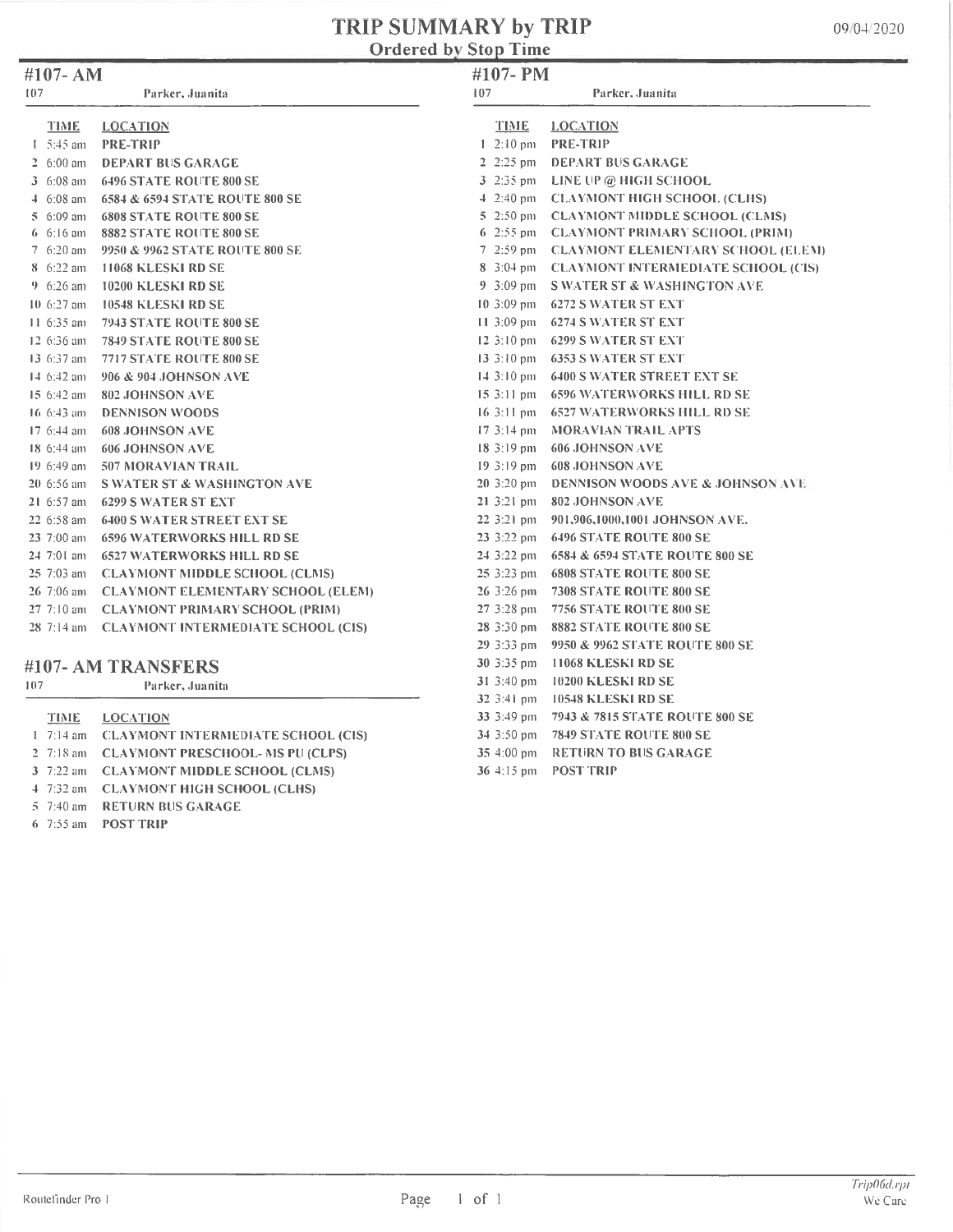# TRIP SUMMARY by TRIP

Ordered by Stop Time

09/04/2020

## #107- AM

107 Parker, Juanita

| | TIME | LOCATION |
|---|---|---|
| 1 | 5:45 am | PRE-TRIP |
| 2 | 6:00 am | DEPART BUS GARAGE |
| 3 | 6:08 am | 6496 STATE ROUTE 800 SE |
| 4 | 6:08 am | 6584 & 6594 STATE ROUTE 800 SE |
| 5 | 6:09 am | 6808 STATE ROUTE 800 SE |
| 6 | 6:16 am | 8882 STATE ROUTE 800 SE |
| 7 | 6:20 am | 9950 & 9962 STATE ROUTE 800 SE |
| 8 | 6:22 am | 11068 KLESKI RD SE |
| 9 | 6:26 am | 10200 KLESKI RD SE |
| 10 | 6:27 am | 10548 KLESKI RD SE |
| 11 | 6:35 am | 7943 STATE ROUTE 800 SE |
| 12 | 6:36 am | 7849 STATE ROUTE 800 SE |
| 13 | 6:37 am | 7717 STATE ROUTE 800 SE |
| 14 | 6:42 am | 906 & 904 JOHNSON AVE |
| 15 | 6:42 am | 802 JOHNSON AVE |
| 16 | 6:43 am | DENNISON WOODS |
| 17 | 6:44 am | 608 JOHNSON AVE |
| 18 | 6:44 am | 606 JOHNSON AVE |
| 19 | 6:49 am | 507 MORAVIAN TRAIL |
| 20 | 6:56 am | S WATER ST & WASHINGTON AVE |
| 21 | 6:57 am | 6299 S WATER ST EXT |
| 22 | 6:58 am | 6400 S WATER STREET EXT SE |
| 23 | 7:00 am | 6596 WATERWORKS HILL RD SE |
| 24 | 7:01 am | 6527 WATERWORKS HILL RD SE |
| 25 | 7:03 am | CLAYMONT MIDDLE SCHOOL (CLMS) |
| 26 | 7:06 am | CLAYMONT ELEMENTARY SCHOOL (ELEM) |
| 27 | 7:10 am | CLAYMONT PRIMARY SCHOOL (PRIM) |
| 28 | 7:14 am | CLAYMONT INTERMEDIATE SCHOOL (CIS) |

## #107- AM TRANSFERS

107 Parker, Juanita

| | TIME | LOCATION |
|---|---|---|
| 1 | 7:14 am | CLAYMONT INTERMEDIATE SCHOOL (CIS) |
| 2 | 7:18 am | CLAYMONT PRESCHOOL- MS PU (CLPS) |
| 3 | 7:22 am | CLAYMONT MIDDLE SCHOOL (CLMS) |
| 4 | 7:32 am | CLAYMONT HIGH SCHOOL (CLHS) |
| 5 | 7:40 am | RETURN BUS GARAGE |
| 6 | 7:55 am | POST TRIP |

## #107- PM

107 Parker, Juanita

| | TIME | LOCATION |
|---|---|---|
| 1 | 2:10 pm | PRE-TRIP |
| 2 | 2:25 pm | DEPART BUS GARAGE |
| 3 | 2:35 pm | LINE UP @ HIGH SCHOOL |
| 4 | 2:40 pm | CLAYMONT HIGH SCHOOL (CLHS) |
| 5 | 2:50 pm | CLAYMONT MIDDLE SCHOOL (CLMS) |
| 6 | 2:55 pm | CLAYMONT PRIMARY SCHOOL (PRIM) |
| 7 | 2:59 pm | CLAYMONT ELEMENTARY SCHOOL (ELEM) |
| 8 | 3:04 pm | CLAYMONT INTERMEDIATE SCHOOL (CIS) |
| 9 | 3:09 pm | S WATER ST & WASHINGTON AVE |
| 10 | 3:09 pm | 6272 S WATER ST EXT |
| 11 | 3:09 pm | 6274 S WATER ST EXT |
| 12 | 3:10 pm | 6299 S WATER ST EXT |
| 13 | 3:10 pm | 6353 S WATER ST EXT |
| 14 | 3:10 pm | 6400 S WATER STREET EXT SE |
| 15 | 3:11 pm | 6596 WATERWORKS HILL RD SE |
| 16 | 3:11 pm | 6527 WATERWORKS HILL RD SE |
| 17 | 3:14 pm | MORAVIAN TRAIL APTS |
| 18 | 3:19 pm | 606 JOHNSON AVE |
| 19 | 3:19 pm | 608 JOHNSON AVE |
| 20 | 3:20 pm | DENNISON WOODS AVE & JOHNSON AVE |
| 21 | 3:21 pm | 802 JOHNSON AVE |
| 22 | 3:21 pm | 901,906,1000,1001 JOHNSON AVE. |
| 23 | 3:22 pm | 6496 STATE ROUTE 800 SE |
| 24 | 3:22 pm | 6584 & 6594 STATE ROUTE 800 SE |
| 25 | 3:23 pm | 6808 STATE ROUTE 800 SE |
| 26 | 3:26 pm | 7308 STATE ROUTE 800 SE |
| 27 | 3:28 pm | 7756 STATE ROUTE 800 SE |
| 28 | 3:30 pm | 8882 STATE ROUTE 800 SE |
| 29 | 3:33 pm | 9950 & 9962 STATE ROUTE 800 SE |
| 30 | 3:35 pm | 11068 KLESKI RD SE |
| 31 | 3:40 pm | 10200 KLESKI RD SE |
| 32 | 3:41 pm | 10548 KLESKI RD SE |
| 33 | 3:49 pm | 7943 & 7815 STATE ROUTE 800 SE |
| 34 | 3:50 pm | 7849 STATE ROUTE 800 SE |
| 35 | 4:00 pm | RETURN TO BUS GARAGE |
| 36 | 4:15 pm | POST TRIP |

Routefinder Pro 1

Trip06d.rpt
We Care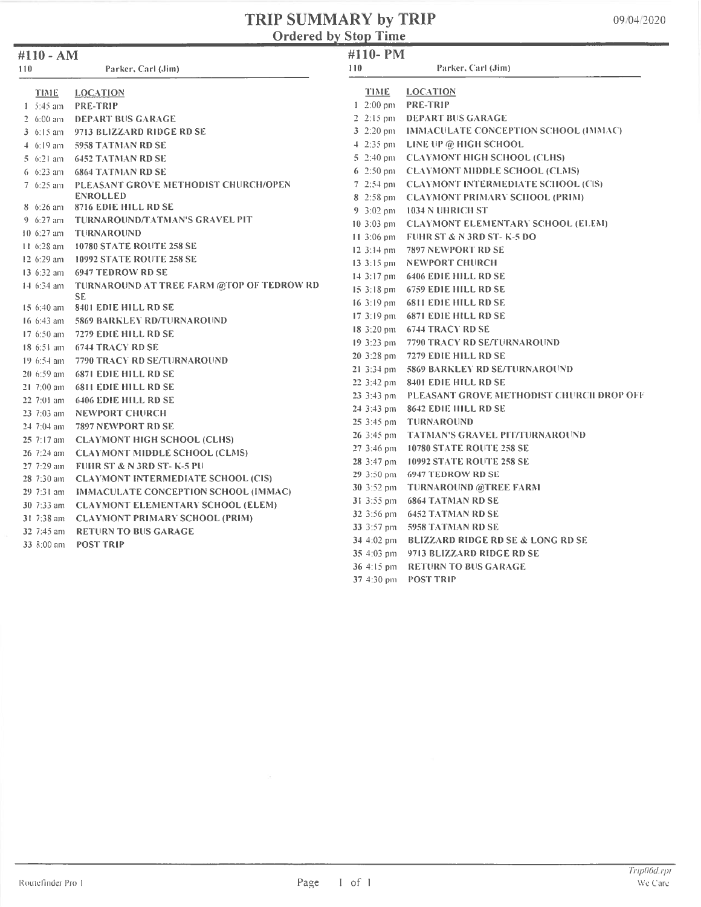# TRIP SUMMARY by TRIP

## Ordered by Stop Time

09/04/2020

### #110 - AM

110 Parker, Carl (Jim)

| | TIME | LOCATION |
|---|---|---|
| 1 | 5:45 am | PRE-TRIP |
| 2 | 6:00 am | DEPART BUS GARAGE |
| 3 | 6:15 am | 9713 BLIZZARD RIDGE RD SE |
| 4 | 6:19 am | 5958 TATMAN RD SE |
| 5 | 6:21 am | 6452 TATMAN RD SE |
| 6 | 6:23 am | 6864 TATMAN RD SE |
| 7 | 6:25 am | PLEASANT GROVE METHODIST CHURCH/OPEN ENROLLED |
| 8 | 6:26 am | 8716 EDIE HILL RD SE |
| 9 | 6:27 am | TURNAROUND/TATMAN'S GRAVEL PIT |
| 10 | 6:27 am | TURNAROUND |
| 11 | 6:28 am | 10780 STATE ROUTE 258 SE |
| 12 | 6:29 am | 10992 STATE ROUTE 258 SE |
| 13 | 6:32 am | 6947 TEDROW RD SE |
| 14 | 6:34 am | TURNAROUND AT TREE FARM @TOP OF TEDROW RD SE |
| 15 | 6:40 am | 8401 EDIE HILL RD SE |
| 16 | 6:43 am | 5869 BARKLEY RD/TURNAROUND |
| 17 | 6:50 am | 7279 EDIE HILL RD SE |
| 18 | 6:51 am | 6744 TRACY RD SE |
| 19 | 6:54 am | 7790 TRACY RD SE/TURNAROUND |
| 20 | 6:59 am | 6871 EDIE HILL RD SE |
| 21 | 7:00 am | 6811 EDIE HILL RD SE |
| 22 | 7:01 am | 6406 EDIE HILL RD SE |
| 23 | 7:03 am | NEWPORT CHURCH |
| 24 | 7:04 am | 7897 NEWPORT RD SE |
| 25 | 7:17 am | CLAYMONT HIGH SCHOOL (CLHS) |
| 26 | 7:24 am | CLAYMONT MIDDLE SCHOOL (CLMS) |
| 27 | 7:29 am | FUHR ST & N 3RD ST- K-5 PU |
| 28 | 7:30 am | CLAYMONT INTERMEDIATE SCHOOL (CIS) |
| 29 | 7:31 am | IMMACULATE CONCEPTION SCHOOL (IMMAC) |
| 30 | 7:33 am | CLAYMONT ELEMENTARY SCHOOL (ELEM) |
| 31 | 7:38 am | CLAYMONT PRIMARY SCHOOL (PRIM) |
| 32 | 7:45 am | RETURN TO BUS GARAGE |
| 33 | 8:00 am | POST TRIP |

### #110- PM

110 Parker, Carl (Jim)

| | TIME | LOCATION |
|---|---|---|
| 1 | 2:00 pm | PRE-TRIP |
| 2 | 2:15 pm | DEPART BUS GARAGE |
| 3 | 2:20 pm | IMMACULATE CONCEPTION SCHOOL (IMMAC) |
| 4 | 2:35 pm | LINE UP @ HIGH SCHOOL |
| 5 | 2:40 pm | CLAYMONT HIGH SCHOOL (CLHS) |
| 6 | 2:50 pm | CLAYMONT MIDDLE SCHOOL (CLMS) |
| 7 | 2:54 pm | CLAYMONT INTERMEDIATE SCHOOL (CIS) |
| 8 | 2:58 pm | CLAYMONT PRIMARY SCHOOL (PRIM) |
| 9 | 3:02 pm | 1034 N UHRICH ST |
| 10 | 3:03 pm | CLAYMONT ELEMENTARY SCHOOL (ELEM) |
| 11 | 3:06 pm | FUHR ST & N 3RD ST- K-5 DO |
| 12 | 3:14 pm | 7897 NEWPORT RD SE |
| 13 | 3:15 pm | NEWPORT CHURCH |
| 14 | 3:17 pm | 6406 EDIE HILL RD SE |
| 15 | 3:18 pm | 6759 EDIE HILL RD SE |
| 16 | 3:19 pm | 6811 EDIE HILL RD SE |
| 17 | 3:19 pm | 6871 EDIE HILL RD SE |
| 18 | 3:20 pm | 6744 TRACY RD SE |
| 19 | 3:23 pm | 7790 TRACY RD SE/TURNAROUND |
| 20 | 3:28 pm | 7279 EDIE HILL RD SE |
| 21 | 3:34 pm | 5869 BARKLEY RD SE/TURNAROUND |
| 22 | 3:42 pm | 8401 EDIE HILL RD SE |
| 23 | 3:43 pm | PLEASANT GROVE METHODIST CHURCH DROP OFF |
| 24 | 3:43 pm | 8642 EDIE HILL RD SE |
| 25 | 3:45 pm | TURNAROUND |
| 26 | 3:45 pm | TATMAN'S GRAVEL PIT/TURNAROUND |
| 27 | 3:46 pm | 10780 STATE ROUTE 258 SE |
| 28 | 3:47 pm | 10992 STATE ROUTE 258 SE |
| 29 | 3:50 pm | 6947 TEDROW RD SE |
| 30 | 3:52 pm | TURNAROUND @TREE FARM |
| 31 | 3:55 pm | 6864 TATMAN RD SE |
| 32 | 3:56 pm | 6452 TATMAN RD SE |
| 33 | 3:57 pm | 5958 TATMAN RD SE |
| 34 | 4:02 pm | BLIZZARD RIDGE RD SE & LONG RD SE |
| 35 | 4:03 pm | 9713 BLIZZARD RIDGE RD SE |
| 36 | 4:15 pm | RETURN TO BUS GARAGE |
| 37 | 4:30 pm | POST TRIP |

Routefinder Pro I

Trip06d.rpt
We Care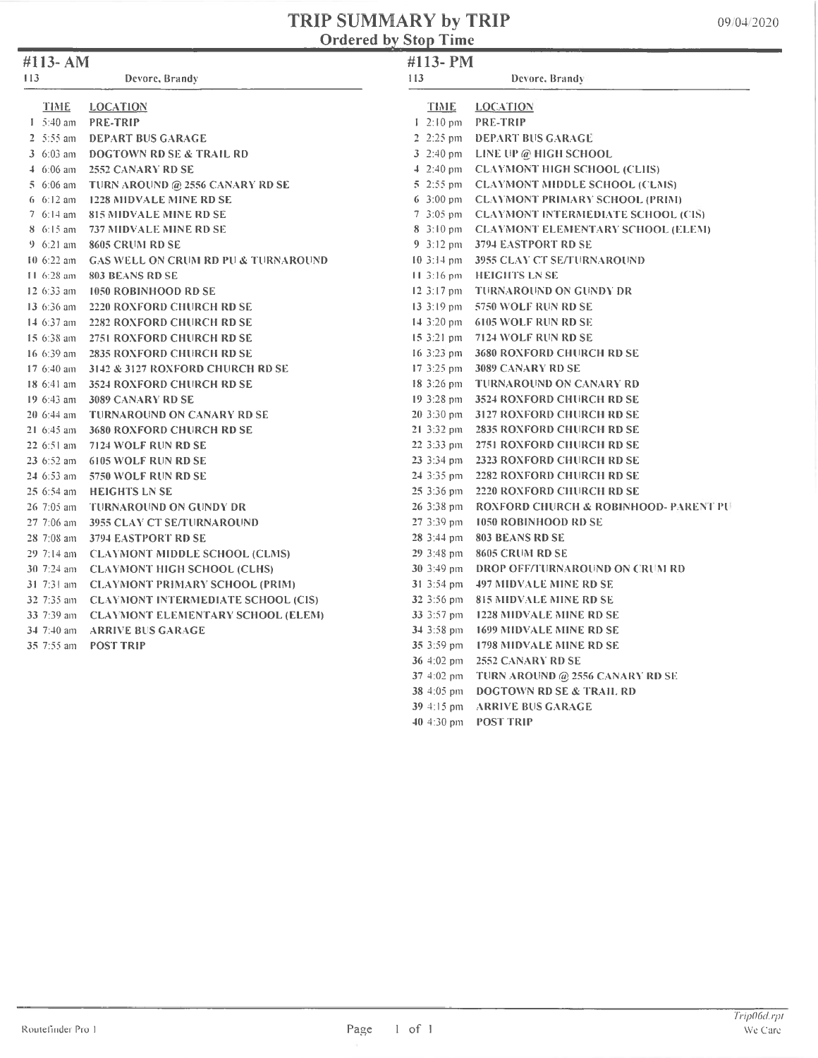# TRIP SUMMARY by TRIP

## Ordered by Stop Time

09/04/2020

### #113- AM

113 Devore, Brandy

| | TIME | LOCATION |
|---|---|---|
| 1 | 5:40 am | PRE-TRIP |
| 2 | 5:55 am | DEPART BUS GARAGE |
| 3 | 6:03 am | DOGTOWN RD SE & TRAIL RD |
| 4 | 6:06 am | 2552 CANARY RD SE |
| 5 | 6:06 am | TURN AROUND @ 2556 CANARY RD SE |
| 6 | 6:12 am | 1228 MIDVALE MINE RD SE |
| 7 | 6:14 am | 815 MIDVALE MINE RD SE |
| 8 | 6:15 am | 737 MIDVALE MINE RD SE |
| 9 | 6:21 am | 8605 CRUM RD SE |
| 10 | 6:22 am | GAS WELL ON CRUM RD PU & TURNAROUND |
| 11 | 6:28 am | 803 BEANS RD SE |
| 12 | 6:33 am | 1050 ROBINHOOD RD SE |
| 13 | 6:36 am | 2220 ROXFORD CHURCH RD SE |
| 14 | 6:37 am | 2282 ROXFORD CHURCH RD SE |
| 15 | 6:38 am | 2751 ROXFORD CHURCH RD SE |
| 16 | 6:39 am | 2835 ROXFORD CHURCH RD SE |
| 17 | 6:40 am | 3142 & 3127 ROXFORD CHURCH RD SE |
| 18 | 6:41 am | 3524 ROXFORD CHURCH RD SE |
| 19 | 6:43 am | 3089 CANARY RD SE |
| 20 | 6:44 am | TURNAROUND ON CANARY RD SE |
| 21 | 6:45 am | 3680 ROXFORD CHURCH RD SE |
| 22 | 6:51 am | 7124 WOLF RUN RD SE |
| 23 | 6:52 am | 6105 WOLF RUN RD SE |
| 24 | 6:53 am | 5750 WOLF RUN RD SE |
| 25 | 6:54 am | HEIGHTS LN SE |
| 26 | 7:05 am | TURNAROUND ON GUNDY DR |
| 27 | 7:06 am | 3955 CLAY CT SE/TURNAROUND |
| 28 | 7:08 am | 3794 EASTPORT RD SE |
| 29 | 7:14 am | CLAYMONT MIDDLE SCHOOL (CLMS) |
| 30 | 7:24 am | CLAYMONT HIGH SCHOOL (CLHS) |
| 31 | 7:31 am | CLAYMONT PRIMARY SCHOOL (PRIM) |
| 32 | 7:35 am | CLAYMONT INTERMEDIATE SCHOOL (CIS) |
| 33 | 7:39 am | CLAYMONT ELEMENTARY SCHOOL (ELEM) |
| 34 | 7:40 am | ARRIVE BUS GARAGE |
| 35 | 7:55 am | POST TRIP |

### #113- PM

113 Devore, Brandy

| | TIME | LOCATION |
|---|---|---|
| 1 | 2:10 pm | PRE-TRIP |
| 2 | 2:25 pm | DEPART BUS GARAGE |
| 3 | 2:40 pm | LINE UP @ HIGH SCHOOL |
| 4 | 2:40 pm | CLAYMONT HIGH SCHOOL (CLHS) |
| 5 | 2:55 pm | CLAYMONT MIDDLE SCHOOL (CLMS) |
| 6 | 3:00 pm | CLAYMONT PRIMARY SCHOOL (PRIM) |
| 7 | 3:05 pm | CLAYMONT INTERMEDIATE SCHOOL (CIS) |
| 8 | 3:10 pm | CLAYMONT ELEMENTARY SCHOOL (ELEM) |
| 9 | 3:12 pm | 3794 EASTPORT RD SE |
| 10 | 3:14 pm | 3955 CLAY CT SE/TURNAROUND |
| 11 | 3:16 pm | HEIGHTS LN SE |
| 12 | 3:17 pm | TURNAROUND ON GUNDY DR |
| 13 | 3:19 pm | 5750 WOLF RUN RD SE |
| 14 | 3:20 pm | 6105 WOLF RUN RD SE |
| 15 | 3:21 pm | 7124 WOLF RUN RD SE |
| 16 | 3:23 pm | 3680 ROXFORD CHURCH RD SE |
| 17 | 3:25 pm | 3089 CANARY RD SE |
| 18 | 3:26 pm | TURNAROUND ON CANARY RD |
| 19 | 3:28 pm | 3524 ROXFORD CHURCH RD SE |
| 20 | 3:30 pm | 3127 ROXFORD CHURCH RD SE |
| 21 | 3:32 pm | 2835 ROXFORD CHURCH RD SE |
| 22 | 3:33 pm | 2751 ROXFORD CHURCH RD SE |
| 23 | 3:34 pm | 2323 ROXFORD CHURCH RD SE |
| 24 | 3:35 pm | 2282 ROXFORD CHURCH RD SE |
| 25 | 3:36 pm | 2220 ROXFORD CHURCH RD SE |
| 26 | 3:38 pm | ROXFORD CHURCH & ROBINHOOD- PARENT PU |
| 27 | 3:39 pm | 1050 ROBINHOOD RD SE |
| 28 | 3:44 pm | 803 BEANS RD SE |
| 29 | 3:48 pm | 8605 CRUM RD SE |
| 30 | 3:49 pm | DROP OFF/TURNAROUND ON CRUM RD |
| 31 | 3:54 pm | 497 MIDVALE MINE RD SE |
| 32 | 3:56 pm | 815 MIDVALE MINE RD SE |
| 33 | 3:57 pm | 1228 MIDVALE MINE RD SE |
| 34 | 3:58 pm | 1699 MIDVALE MINE RD SE |
| 35 | 3:59 pm | 1798 MIDVALE MINE RD SE |
| 36 | 4:02 pm | 2552 CANARY RD SE |
| 37 | 4:02 pm | TURN AROUND @ 2556 CANARY RD SE |
| 38 | 4:05 pm | DOGTOWN RD SE & TRAIL RD |
| 39 | 4:15 pm | ARRIVE BUS GARAGE |
| 40 | 4:30 pm | POST TRIP |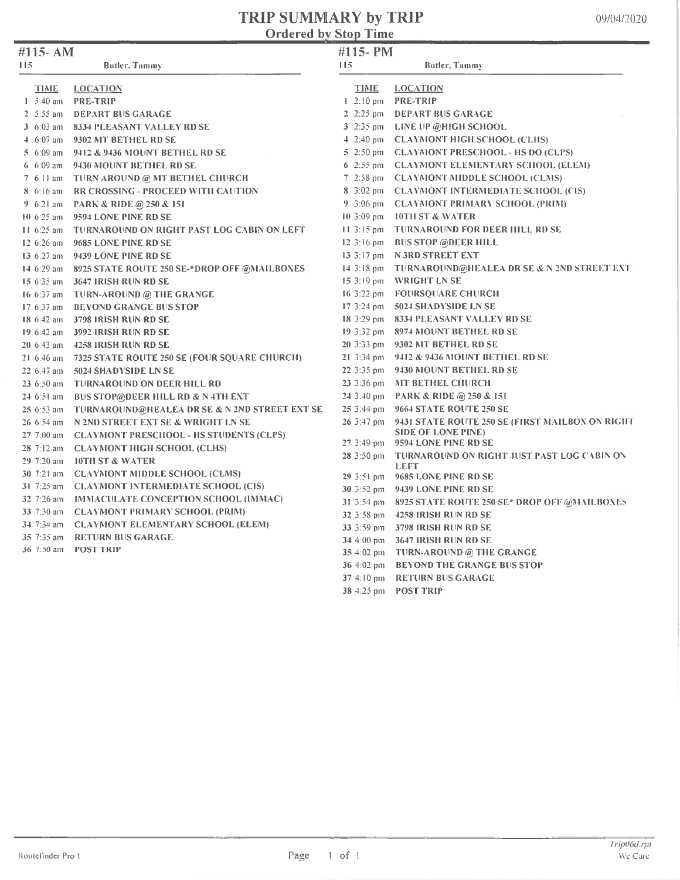# TRIP SUMMARY by TRIP

## Ordered by Stop Time

09/04/2020

## #115- AM

115 Butler, Tammy

| | TIME | LOCATION |
|---|---|---|
| 1 | 5:40 am | PRE-TRIP |
| 2 | 5:55 am | DEPART BUS GARAGE |
| 3 | 6:03 am | 8334 PLEASANT VALLEY RD SE |
| 4 | 6:07 am | 9302 MT BETHEL RD SE |
| 5 | 6:09 am | 9412 & 9436 MOUNT BETHEL RD SE |
| 6 | 6:09 am | 9430 MOUNT BETHEL RD SE |
| 7 | 6:11 am | TURN AROUND @ MT BETHEL CHURCH |
| 8 | 6:16 am | RR CROSSING - PROCEED WITH CAUTION |
| 9 | 6:21 am | PARK & RIDE @ 250 & 151 |
| 10 | 6:25 am | 9594 LONE PINE RD SE |
| 11 | 6:25 am | TURNAROUND ON RIGHT PAST LOG CABIN ON LEFT |
| 12 | 6:26 am | 9685 LONE PINE RD SE |
| 13 | 6:27 am | 9439 LONE PINE RD SE |
| 14 | 6:29 am | 8925 STATE ROUTE 250 SE-*DROP OFF @MAILBOXES |
| 15 | 6:35 am | 3647 IRISH RUN RD SE |
| 16 | 6:37 am | TURN-AROUND @ THE GRANGE |
| 17 | 6:37 am | BEYOND GRANGE BUS STOP |
| 18 | 6:42 am | 3798 IRISH RUN RD SE |
| 19 | 6:42 am | 3992 IRISH RUN RD SE |
| 20 | 6:43 am | 4258 IRISH RUN RD SE |
| 21 | 6:46 am | 7325 STATE ROUTE 250 SE (FOUR SQUARE CHURCH) |
| 22 | 6:47 am | 5024 SHADYSIDE LN SE |
| 23 | 6:50 am | TURNAROUND ON DEER HILL RD |
| 24 | 6:51 am | BUS STOP@DEER HILL RD & N 4TH EXT |
| 25 | 6:53 am | TURNAROUND@HEALEA DR SE & N 2ND STREET EXT SE |
| 26 | 6:54 am | N 2ND STREET EXT SE & WRIGHT LN SE |
| 27 | 7:00 am | CLAYMONT PRESCHOOL - HS STUDENTS (CLPS) |
| 28 | 7:12 am | CLAYMONT HIGH SCHOOL (CLHS) |
| 29 | 7:20 am | 10TH ST & WATER |
| 30 | 7:21 am | CLAYMONT MIDDLE SCHOOL (CLMS) |
| 31 | 7:25 am | CLAYMONT INTERMEDIATE SCHOOL (CIS) |
| 32 | 7:26 am | IMMACULATE CONCEPTION SCHOOL (IMMAC) |
| 33 | 7:30 am | CLAYMONT PRIMARY SCHOOL (PRIM) |
| 34 | 7:34 am | CLAYMONT ELEMENTARY SCHOOL (ELEM) |
| 35 | 7:35 am | RETURN BUS GARAGE |
| 36 | 7:50 am | POST TRIP |

## #115- PM

115 Butler, Tammy

| | TIME | LOCATION |
|---|---|---|
| 1 | 2:10 pm | PRE-TRIP |
| 2 | 2:25 pm | DEPART BUS GARAGE |
| 3 | 2:35 pm | LINE UP @HIGH SCHOOL |
| 4 | 2:40 pm | CLAYMONT HIGH SCHOOL (CLHS) |
| 5 | 2:50 pm | CLAYMONT PRESCHOOL - HS DO (CLPS) |
| 6 | 2:55 pm | CLAYMONT ELEMENTARY SCHOOL (ELEM) |
| 7 | 2:58 pm | CLAYMONT MIDDLE SCHOOL (CLMS) |
| 8 | 3:02 pm | CLAYMONT INTERMEDIATE SCHOOL (CIS) |
| 9 | 3:06 pm | CLAYMONT PRIMARY SCHOOL (PRIM) |
| 10 | 3:09 pm | 10TH ST & WATER |
| 11 | 3:15 pm | TURNAROUND FOR DEER HILL RD SE |
| 12 | 3:16 pm | BUS STOP @DEER HILL |
| 13 | 3:17 pm | N 3RD STREET EXT |
| 14 | 3:18 pm | TURNAROUND@HEALEA DR SE & N 2ND STREET EXT |
| 15 | 3:19 pm | WRIGHT LN SE |
| 16 | 3:22 pm | FOURSQUARE CHURCH |
| 17 | 3:24 pm | 5024 SHADYSIDE LN SE |
| 18 | 3:29 pm | 8334 PLEASANT VALLEY RD SE |
| 19 | 3:32 pm | 8974 MOUNT BETHEL RD SE |
| 20 | 3:33 pm | 9302 MT BETHEL RD SE |
| 21 | 3:34 pm | 9412 & 9436 MOUNT BETHEL RD SE |
| 22 | 3:35 pm | 9430 MOUNT BETHEL RD SE |
| 23 | 3:36 pm | MT BETHEL CHURCH |
| 24 | 3:40 pm | PARK & RIDE @ 250 & 151 |
| 25 | 3:44 pm | 9664 STATE ROUTE 250 SE |
| 26 | 3:47 pm | 9431 STATE ROUTE 250 SE (FIRST MAILBOX ON RIGHT SIDE OF LONE PINE) |
| 27 | 3:49 pm | 9594 LONE PINE RD SE |
| 28 | 3:50 pm | TURNAROUND ON RIGHT JUST PAST LOG CABIN ON LEFT |
| 29 | 3:51 pm | 9685 LONE PINE RD SE |
| 30 | 3:52 pm | 9439 LONE PINE RD SE |
| 31 | 3:54 pm | 8925 STATE ROUTE 250 SE* DROP OFF @MAILBOXES |
| 32 | 3:58 pm | 4258 IRISH RUN RD SE |
| 33 | 3:59 pm | 3798 IRISH RUN RD SE |
| 34 | 4:00 pm | 3647 IRISH RUN RD SE |
| 35 | 4:02 pm | TURN-AROUND @ THE GRANGE |
| 36 | 4:02 pm | BEYOND THE GRANGE BUS STOP |
| 37 | 4:10 pm | RETURN BUS GARAGE |
| 38 | 4:25 pm | POST TRIP |

Routefinder Pro I — Trip06d.rpt — We Care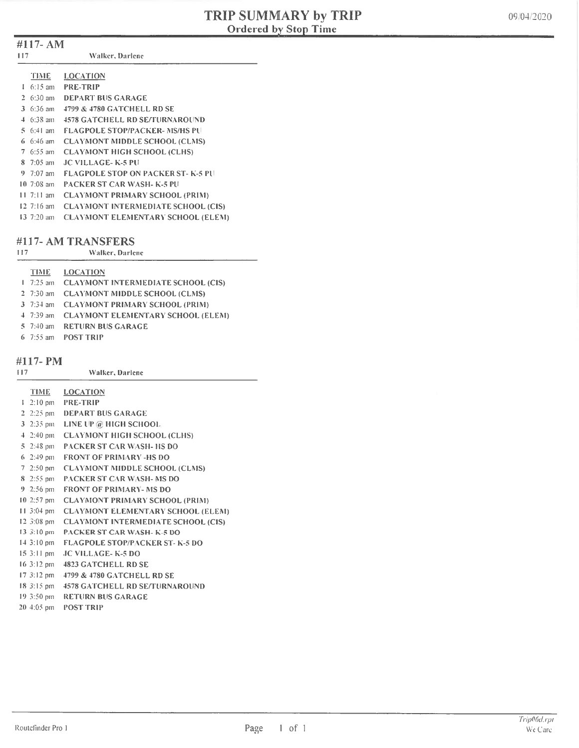# TRIP SUMMARY by TRIP

## Ordered by Stop Time

09/04/2020

## #117- AM

117 Walker, Darlene

| | TIME | LOCATION |
|---|---|---|
| 1 | 6:15 am | PRE-TRIP |
| 2 | 6:30 am | DEPART BUS GARAGE |
| 3 | 6:36 am | 4799 & 4780 GATCHELL RD SE |
| 4 | 6:38 am | 4578 GATCHELL RD SE/TURNAROUND |
| 5 | 6:41 am | FLAGPOLE STOP/PACKER- MS/HS PU |
| 6 | 6:46 am | CLAYMONT MIDDLE SCHOOL (CLMS) |
| 7 | 6:55 am | CLAYMONT HIGH SCHOOL (CLHS) |
| 8 | 7:05 am | JC VILLAGE- K-5 PU |
| 9 | 7:07 am | FLAGPOLE STOP ON PACKER ST- K-5 PU |
| 10 | 7:08 am | PACKER ST CAR WASH- K-5 PU |
| 11 | 7:11 am | CLAYMONT PRIMARY SCHOOL (PRIM) |
| 12 | 7:16 am | CLAYMONT INTERMEDIATE SCHOOL (CIS) |
| 13 | 7:20 am | CLAYMONT ELEMENTARY SCHOOL (ELEM) |

## #117- AM TRANSFERS

117 Walker, Darlene

| | TIME | LOCATION |
|---|---|---|
| 1 | 7:25 am | CLAYMONT INTERMEDIATE SCHOOL (CIS) |
| 2 | 7:30 am | CLAYMONT MIDDLE SCHOOL (CLMS) |
| 3 | 7:34 am | CLAYMONT PRIMARY SCHOOL (PRIM) |
| 4 | 7:39 am | CLAYMONT ELEMENTARY SCHOOL (ELEM) |
| 5 | 7:40 am | RETURN BUS GARAGE |
| 6 | 7:55 am | POST TRIP |

## #117- PM

117 Walker, Darlene

| | TIME | LOCATION |
|---|---|---|
| 1 | 2:10 pm | PRE-TRIP |
| 2 | 2:25 pm | DEPART BUS GARAGE |
| 3 | 2:35 pm | LINE UP @ HIGH SCHOOL |
| 4 | 2:40 pm | CLAYMONT HIGH SCHOOL (CLHS) |
| 5 | 2:48 pm | PACKER ST CAR WASH- HS DO |
| 6 | 2:49 pm | FRONT OF PRIMARY -HS DO |
| 7 | 2:50 pm | CLAYMONT MIDDLE SCHOOL (CLMS) |
| 8 | 2:55 pm | PACKER ST CAR WASH- MS DO |
| 9 | 2:56 pm | FRONT OF PRIMARY- MS DO |
| 10 | 2:57 pm | CLAYMONT PRIMARY SCHOOL (PRIM) |
| 11 | 3:04 pm | CLAYMONT ELEMENTARY SCHOOL (ELEM) |
| 12 | 3:08 pm | CLAYMONT INTERMEDIATE SCHOOL (CIS) |
| 13 | 3:10 pm | PACKER ST CAR WASH- K-5 DO |
| 14 | 3:10 pm | FLAGPOLE STOP/PACKER ST- K-5 DO |
| 15 | 3:11 pm | JC VILLAGE- K-5 DO |
| 16 | 3:12 pm | 4823 GATCHELL RD SE |
| 17 | 3:12 pm | 4799 & 4780 GATCHELL RD SE |
| 18 | 3:15 pm | 4578 GATCHELL RD SE/TURNAROUND |
| 19 | 3:50 pm | RETURN BUS GARAGE |
| 20 | 4:05 pm | POST TRIP |

Routefinder Pro I

Trip06d.rpt
We Care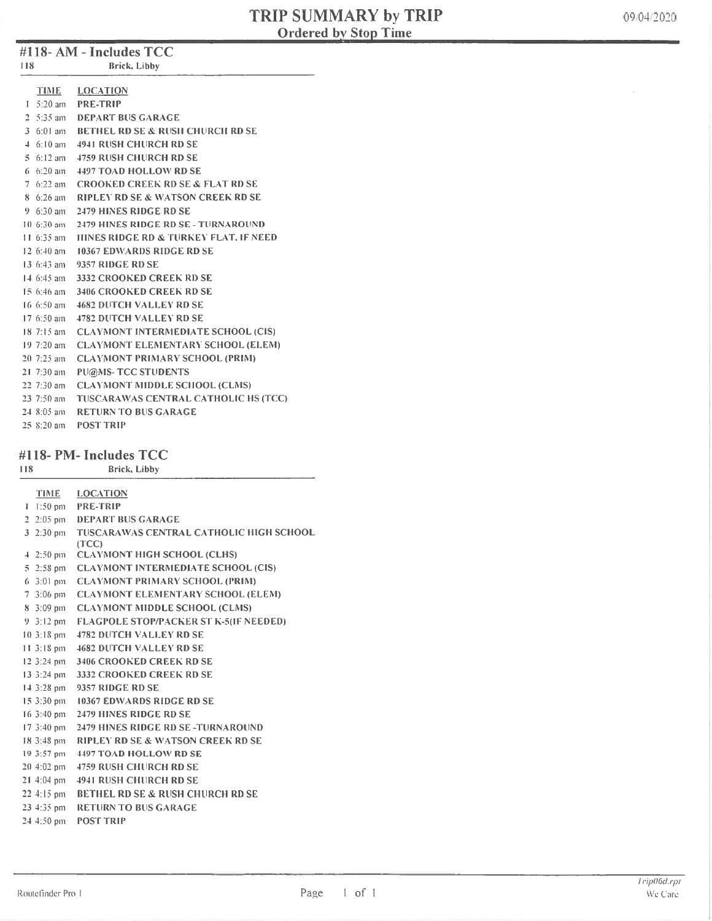# TRIP SUMMARY by TRIP

## Ordered by Stop Time

09/04/2020

### #118- AM - Includes TCC

118 Brick, Libby

| | TIME | LOCATION |
|---|---|---|
| 1 | 5:20 am | PRE-TRIP |
| 2 | 5:35 am | DEPART BUS GARAGE |
| 3 | 6:01 am | BETHEL RD SE & RUSH CHURCH RD SE |
| 4 | 6:10 am | 4941 RUSH CHURCH RD SE |
| 5 | 6:12 am | 4759 RUSH CHURCH RD SE |
| 6 | 6:20 am | 4497 TOAD HOLLOW RD SE |
| 7 | 6:22 am | CROOKED CREEK RD SE & FLAT RD SE |
| 8 | 6:26 am | RIPLEY RD SE & WATSON CREEK RD SE |
| 9 | 6:30 am | 2479 HINES RIDGE RD SE |
| 10 | 6:30 am | 2479 HINES RIDGE RD SE - TURNAROUND |
| 11 | 6:35 am | HINES RIDGE RD & TURKEY FLAT, IF NEED |
| 12 | 6:40 am | 10367 EDWARDS RIDGE RD SE |
| 13 | 6:43 am | 9357 RIDGE RD SE |
| 14 | 6:45 am | 3332 CROOKED CREEK RD SE |
| 15 | 6:46 am | 3406 CROOKED CREEK RD SE |
| 16 | 6:50 am | 4682 DUTCH VALLEY RD SE |
| 17 | 6:50 am | 4782 DUTCH VALLEY RD SE |
| 18 | 7:15 am | CLAYMONT INTERMEDIATE SCHOOL (CIS) |
| 19 | 7:20 am | CLAYMONT ELEMENTARY SCHOOL (ELEM) |
| 20 | 7:25 am | CLAYMONT PRIMARY SCHOOL (PRIM) |
| 21 | 7:30 am | PU@MS- TCC STUDENTS |
| 22 | 7:30 am | CLAYMONT MIDDLE SCHOOL (CLMS) |
| 23 | 7:50 am | TUSCARAWAS CENTRAL CATHOLIC HS (TCC) |
| 24 | 8:05 am | RETURN TO BUS GARAGE |
| 25 | 8:20 am | POST TRIP |

### #118- PM- Includes TCC

118 Brick, Libby

| | TIME | LOCATION |
|---|---|---|
| 1 | 1:50 pm | PRE-TRIP |
| 2 | 2:05 pm | DEPART BUS GARAGE |
| 3 | 2:30 pm | TUSCARAWAS CENTRAL CATHOLIC HIGH SCHOOL (TCC) |
| 4 | 2:50 pm | CLAYMONT HIGH SCHOOL (CLHS) |
| 5 | 2:58 pm | CLAYMONT INTERMEDIATE SCHOOL (CIS) |
| 6 | 3:01 pm | CLAYMONT PRIMARY SCHOOL (PRIM) |
| 7 | 3:06 pm | CLAYMONT ELEMENTARY SCHOOL (ELEM) |
| 8 | 3:09 pm | CLAYMONT MIDDLE SCHOOL (CLMS) |
| 9 | 3:12 pm | FLAGPOLE STOP/PACKER ST K-5(IF NEEDED) |
| 10 | 3:18 pm | 4782 DUTCH VALLEY RD SE |
| 11 | 3:18 pm | 4682 DUTCH VALLEY RD SE |
| 12 | 3:24 pm | 3406 CROOKED CREEK RD SE |
| 13 | 3:24 pm | 3332 CROOKED CREEK RD SE |
| 14 | 3:28 pm | 9357 RIDGE RD SE |
| 15 | 3:30 pm | 10367 EDWARDS RIDGE RD SE |
| 16 | 3:40 pm | 2479 HINES RIDGE RD SE |
| 17 | 3:40 pm | 2479 HINES RIDGE RD SE -TURNAROUND |
| 18 | 3:48 pm | RIPLEY RD SE & WATSON CREEK RD SE |
| 19 | 3:57 pm | 4497 TOAD HOLLOW RD SE |
| 20 | 4:02 pm | 4759 RUSH CHURCH RD SE |
| 21 | 4:04 pm | 4941 RUSH CHURCH RD SE |
| 22 | 4:15 pm | BETHEL RD SE & RUSH CHURCH RD SE |
| 23 | 4:35 pm | RETURN TO BUS GARAGE |
| 24 | 4:50 pm | POST TRIP |

Routefinder Pro I

Trip06d.rpt
We Care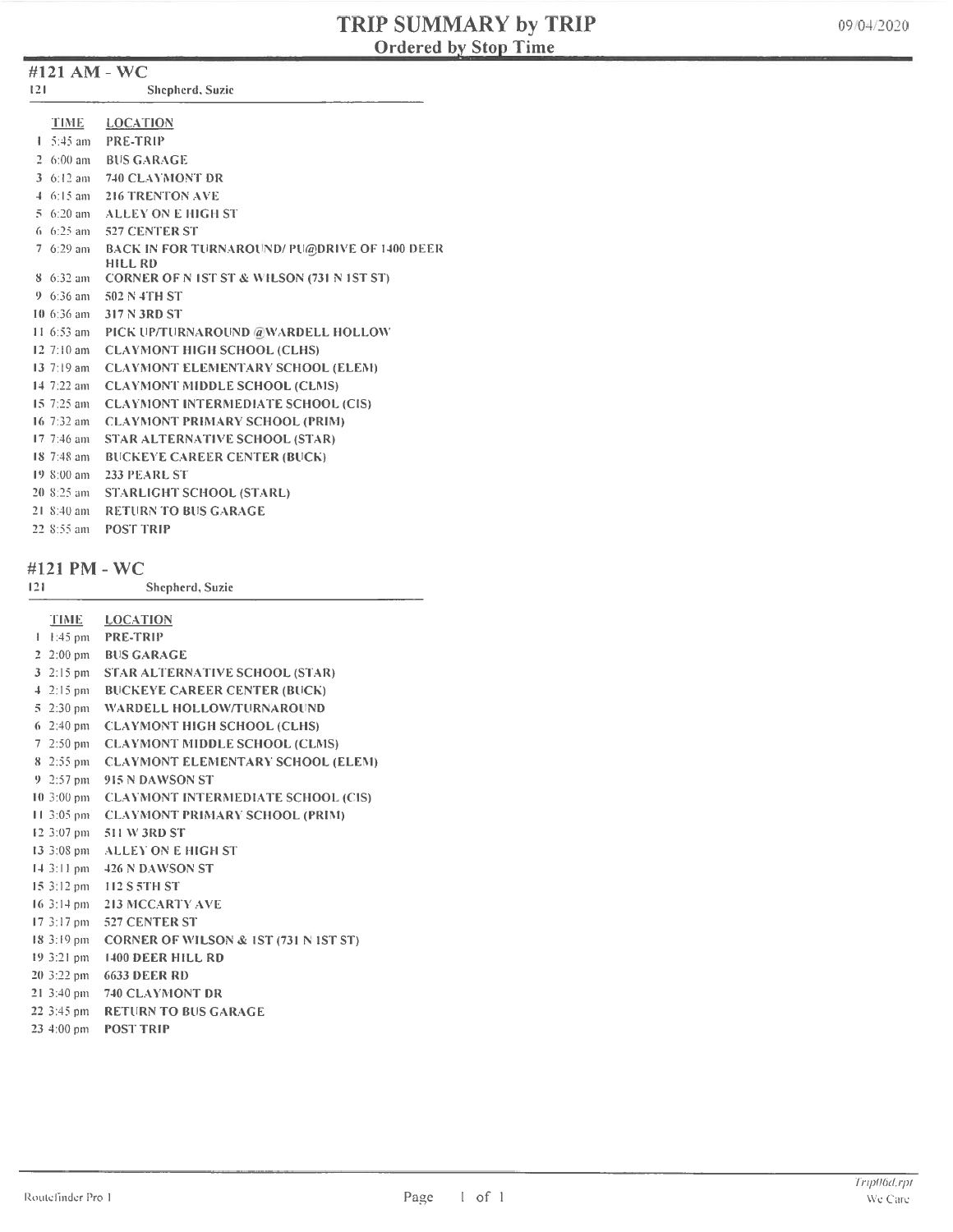# TRIP SUMMARY by TRIP

## Ordered by Stop Time

09/04/2020

### #121 AM - WC

121 Shepherd, Suzie

| | TIME | LOCATION |
|---|---|---|
| 1 | 5:45 am | PRE-TRIP |
| 2 | 6:00 am | BUS GARAGE |
| 3 | 6:12 am | 740 CLAYMONT DR |
| 4 | 6:15 am | 216 TRENTON AVE |
| 5 | 6:20 am | ALLEY ON E HIGH ST |
| 6 | 6:25 am | 527 CENTER ST |
| 7 | 6:29 am | BACK IN FOR TURNAROUND/ PU@DRIVE OF 1400 DEER HILL RD |
| 8 | 6:32 am | CORNER OF N 1ST ST & WILSON (731 N 1ST ST) |
| 9 | 6:36 am | 502 N 4TH ST |
| 10 | 6:36 am | 317 N 3RD ST |
| 11 | 6:53 am | PICK UP/TURNAROUND @WARDELL HOLLOW |
| 12 | 7:10 am | CLAYMONT HIGH SCHOOL (CLHS) |
| 13 | 7:19 am | CLAYMONT ELEMENTARY SCHOOL (ELEM) |
| 14 | 7:22 am | CLAYMONT MIDDLE SCHOOL (CLMS) |
| 15 | 7:25 am | CLAYMONT INTERMEDIATE SCHOOL (CIS) |
| 16 | 7:32 am | CLAYMONT PRIMARY SCHOOL (PRIM) |
| 17 | 7:46 am | STAR ALTERNATIVE SCHOOL (STAR) |
| 18 | 7:48 am | BUCKEYE CAREER CENTER (BUCK) |
| 19 | 8:00 am | 233 PEARL ST |
| 20 | 8:25 am | STARLIGHT SCHOOL (STARL) |
| 21 | 8:40 am | RETURN TO BUS GARAGE |
| 22 | 8:55 am | POST TRIP |

### #121 PM - WC

121 Shepherd, Suzie

| | TIME | LOCATION |
|---|---|---|
| 1 | 1:45 pm | PRE-TRIP |
| 2 | 2:00 pm | BUS GARAGE |
| 3 | 2:15 pm | STAR ALTERNATIVE SCHOOL (STAR) |
| 4 | 2:15 pm | BUCKEYE CAREER CENTER (BUCK) |
| 5 | 2:30 pm | WARDELL HOLLOW/TURNAROUND |
| 6 | 2:40 pm | CLAYMONT HIGH SCHOOL (CLHS) |
| 7 | 2:50 pm | CLAYMONT MIDDLE SCHOOL (CLMS) |
| 8 | 2:55 pm | CLAYMONT ELEMENTARY SCHOOL (ELEM) |
| 9 | 2:57 pm | 915 N DAWSON ST |
| 10 | 3:00 pm | CLAYMONT INTERMEDIATE SCHOOL (CIS) |
| 11 | 3:05 pm | CLAYMONT PRIMARY SCHOOL (PRIM) |
| 12 | 3:07 pm | 511 W 3RD ST |
| 13 | 3:08 pm | ALLEY ON E HIGH ST |
| 14 | 3:11 pm | 426 N DAWSON ST |
| 15 | 3:12 pm | 112 S 5TH ST |
| 16 | 3:14 pm | 213 MCCARTY AVE |
| 17 | 3:17 pm | 527 CENTER ST |
| 18 | 3:19 pm | CORNER OF WILSON & 1ST (731 N 1ST ST) |
| 19 | 3:21 pm | 1400 DEER HILL RD |
| 20 | 3:22 pm | 6633 DEER RD |
| 21 | 3:40 pm | 740 CLAYMONT DR |
| 22 | 3:45 pm | RETURN TO BUS GARAGE |
| 23 | 4:00 pm | POST TRIP |

Routefinder Pro 1

Trip06d.rpt
We Care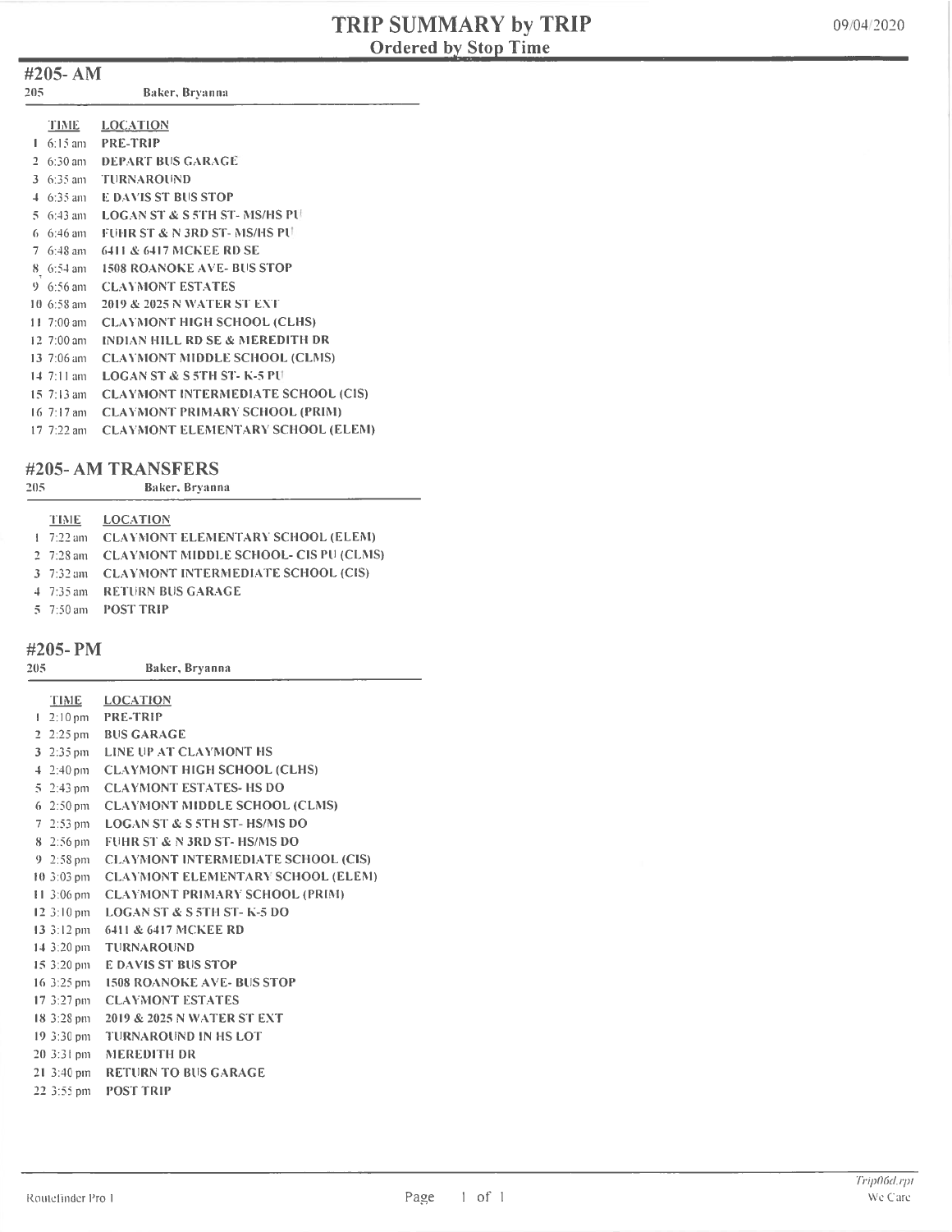# TRIP SUMMARY by TRIP
## Ordered by Stop Time

09/04/2020

### #205- AM

205 Baker, Bryanna

| | TIME | LOCATION |
|---|---|---|
| 1 | 6:15 am | PRE-TRIP |
| 2 | 6:30 am | DEPART BUS GARAGE |
| 3 | 6:35 am | TURNAROUND |
| 4 | 6:35 am | E DAVIS ST BUS STOP |
| 5 | 6:43 am | LOGAN ST & S 5TH ST- MS/HS PU |
| 6 | 6:46 am | FUHR ST & N 3RD ST- MS/HS PU |
| 7 | 6:48 am | 6411 & 6417 MCKEE RD SE |
| 8 | 6:54 am | 1508 ROANOKE AVE- BUS STOP |
| 9 | 6:56 am | CLAYMONT ESTATES |
| 10 | 6:58 am | 2019 & 2025 N WATER ST EXT |
| 11 | 7:00 am | CLAYMONT HIGH SCHOOL (CLHS) |
| 12 | 7:00 am | INDIAN HILL RD SE & MEREDITH DR |
| 13 | 7:06 am | CLAYMONT MIDDLE SCHOOL (CLMS) |
| 14 | 7:11 am | LOGAN ST & S 5TH ST- K-5 PU |
| 15 | 7:13 am | CLAYMONT INTERMEDIATE SCHOOL (CIS) |
| 16 | 7:17 am | CLAYMONT PRIMARY SCHOOL (PRIM) |
| 17 | 7:22 am | CLAYMONT ELEMENTARY SCHOOL (ELEM) |

### #205- AM TRANSFERS

205 Baker, Bryanna

| | TIME | LOCATION |
|---|---|---|
| 1 | 7:22 am | CLAYMONT ELEMENTARY SCHOOL (ELEM) |
| 2 | 7:28 am | CLAYMONT MIDDLE SCHOOL- CIS PU (CLMS) |
| 3 | 7:32 am | CLAYMONT INTERMEDIATE SCHOOL (CIS) |
| 4 | 7:35 am | RETURN BUS GARAGE |
| 5 | 7:50 am | POST TRIP |

### #205- PM

205 Baker, Bryanna

| | TIME | LOCATION |
|---|---|---|
| 1 | 2:10 pm | PRE-TRIP |
| 2 | 2:25 pm | BUS GARAGE |
| 3 | 2:35 pm | LINE UP AT CLAYMONT HS |
| 4 | 2:40 pm | CLAYMONT HIGH SCHOOL (CLHS) |
| 5 | 2:43 pm | CLAYMONT ESTATES- HS DO |
| 6 | 2:50 pm | CLAYMONT MIDDLE SCHOOL (CLMS) |
| 7 | 2:53 pm | LOGAN ST & S 5TH ST- HS/MS DO |
| 8 | 2:56 pm | FUHR ST & N 3RD ST- HS/MS DO |
| 9 | 2:58 pm | CLAYMONT INTERMEDIATE SCHOOL (CIS) |
| 10 | 3:03 pm | CLAYMONT ELEMENTARY SCHOOL (ELEM) |
| 11 | 3:06 pm | CLAYMONT PRIMARY SCHOOL (PRIM) |
| 12 | 3:10 pm | LOGAN ST & S 5TH ST- K-5 DO |
| 13 | 3:12 pm | 6411 & 6417 MCKEE RD |
| 14 | 3:20 pm | TURNAROUND |
| 15 | 3:20 pm | E DAVIS ST BUS STOP |
| 16 | 3:25 pm | 1508 ROANOKE AVE- BUS STOP |
| 17 | 3:27 pm | CLAYMONT ESTATES |
| 18 | 3:28 pm | 2019 & 2025 N WATER ST EXT |
| 19 | 3:30 pm | TURNAROUND IN HS LOT |
| 20 | 3:31 pm | MEREDITH DR |
| 21 | 3:40 pm | RETURN TO BUS GARAGE |
| 22 | 3:55 pm | POST TRIP |

Routefinder Pro I

Trip06d.rpt
We Care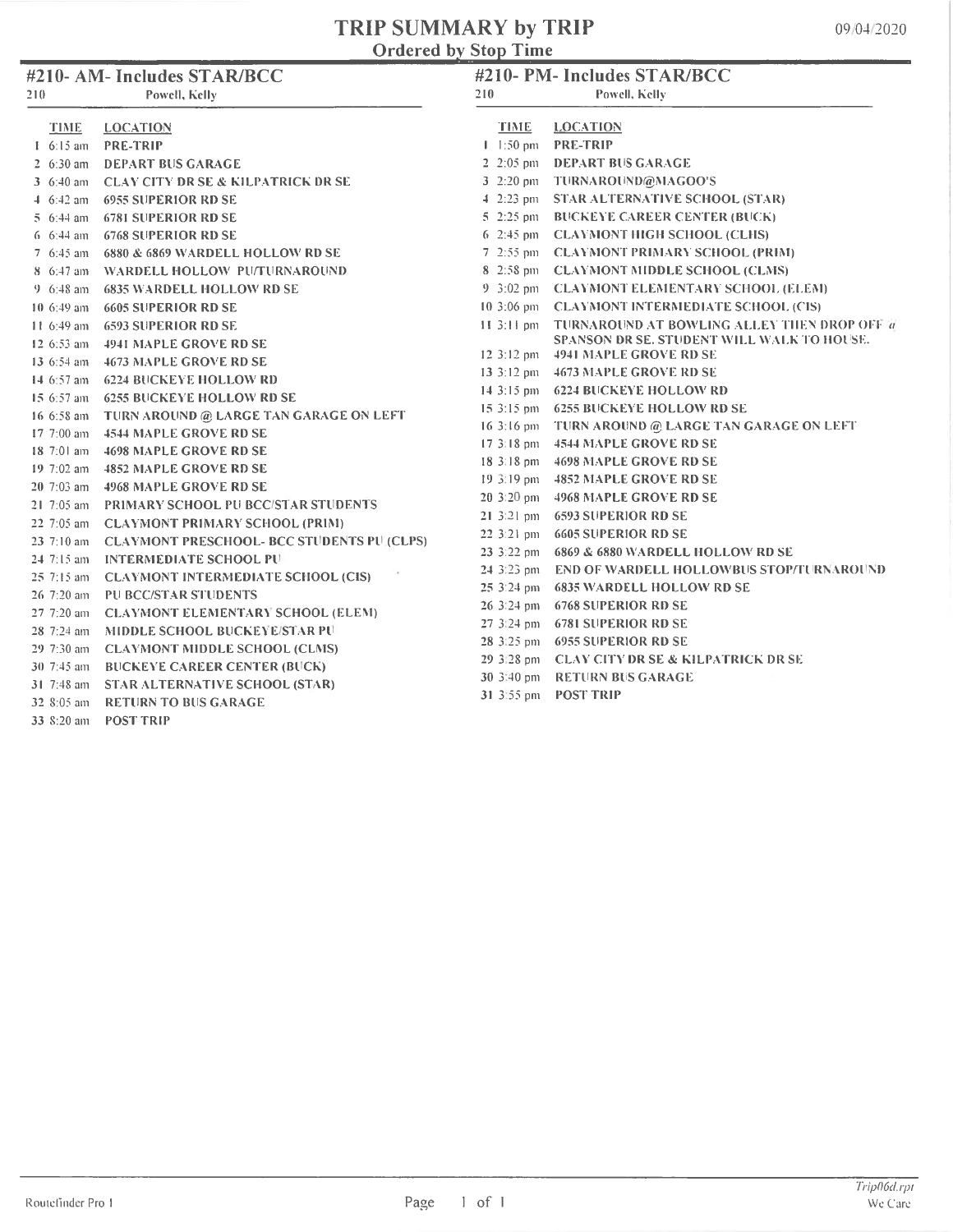# TRIP SUMMARY by TRIP

## Ordered by Stop Time

09/04/2020

### #210- AM- Includes STAR/BCC

210 Powell, Kelly

| | TIME | LOCATION |
|---|---|---|
| 1 | 6:15 am | PRE-TRIP |
| 2 | 6:30 am | DEPART BUS GARAGE |
| 3 | 6:40 am | CLAY CITY DR SE & KILPATRICK DR SE |
| 4 | 6:42 am | 6955 SUPERIOR RD SE |
| 5 | 6:44 am | 6781 SUPERIOR RD SE |
| 6 | 6:44 am | 6768 SUPERIOR RD SE |
| 7 | 6:45 am | 6880 & 6869 WARDELL HOLLOW RD SE |
| 8 | 6:47 am | WARDELL HOLLOW PU/TURNAROUND |
| 9 | 6:48 am | 6835 WARDELL HOLLOW RD SE |
| 10 | 6:49 am | 6605 SUPERIOR RD SE |
| 11 | 6:49 am | 6593 SUPERIOR RD SE |
| 12 | 6:53 am | 4941 MAPLE GROVE RD SE |
| 13 | 6:54 am | 4673 MAPLE GROVE RD SE |
| 14 | 6:57 am | 6224 BUCKEYE HOLLOW RD |
| 15 | 6:57 am | 6255 BUCKEYE HOLLOW RD SE |
| 16 | 6:58 am | TURN AROUND @ LARGE TAN GARAGE ON LEFT |
| 17 | 7:00 am | 4544 MAPLE GROVE RD SE |
| 18 | 7:01 am | 4698 MAPLE GROVE RD SE |
| 19 | 7:02 am | 4852 MAPLE GROVE RD SE |
| 20 | 7:03 am | 4968 MAPLE GROVE RD SE |
| 21 | 7:05 am | PRIMARY SCHOOL PU BCC/STAR STUDENTS |
| 22 | 7:05 am | CLAYMONT PRIMARY SCHOOL (PRIM) |
| 23 | 7:10 am | CLAYMONT PRESCHOOL- BCC STUDENTS PU (CLPS) |
| 24 | 7:15 am | INTERMEDIATE SCHOOL PU |
| 25 | 7:15 am | CLAYMONT INTERMEDIATE SCHOOL (CIS) |
| 26 | 7:20 am | PU BCC/STAR STUDENTS |
| 27 | 7:20 am | CLAYMONT ELEMENTARY SCHOOL (ELEM) |
| 28 | 7:24 am | MIDDLE SCHOOL BUCKEYE/STAR PU |
| 29 | 7:30 am | CLAYMONT MIDDLE SCHOOL (CLMS) |
| 30 | 7:45 am | BUCKEYE CAREER CENTER (BUCK) |
| 31 | 7:48 am | STAR ALTERNATIVE SCHOOL (STAR) |
| 32 | 8:05 am | RETURN TO BUS GARAGE |
| 33 | 8:20 am | POST TRIP |

### #210- PM- Includes STAR/BCC

210 Powell, Kelly

| | TIME | LOCATION |
|---|---|---|
| 1 | 1:50 pm | PRE-TRIP |
| 2 | 2:05 pm | DEPART BUS GARAGE |
| 3 | 2:20 pm | TURNAROUND@MAGOO'S |
| 4 | 2:23 pm | STAR ALTERNATIVE SCHOOL (STAR) |
| 5 | 2:25 pm | BUCKEYE CAREER CENTER (BUCK) |
| 6 | 2:45 pm | CLAYMONT HIGH SCHOOL (CLHS) |
| 7 | 2:55 pm | CLAYMONT PRIMARY SCHOOL (PRIM) |
| 8 | 2:58 pm | CLAYMONT MIDDLE SCHOOL (CLMS) |
| 9 | 3:02 pm | CLAYMONT ELEMENTARY SCHOOL (ELEM) |
| 10 | 3:06 pm | CLAYMONT INTERMEDIATE SCHOOL (CIS) |
| 11 | 3:11 pm | TURNAROUND AT BOWLING ALLEY THEN DROP OFF @ SPANSON DR SE. STUDENT WILL WALK TO HOUSE. |
| 12 | 3:12 pm | 4941 MAPLE GROVE RD SE |
| 13 | 3:12 pm | 4673 MAPLE GROVE RD SE |
| 14 | 3:15 pm | 6224 BUCKEYE HOLLOW RD |
| 15 | 3:15 pm | 6255 BUCKEYE HOLLOW RD SE |
| 16 | 3:16 pm | TURN AROUND @ LARGE TAN GARAGE ON LEFT |
| 17 | 3:18 pm | 4544 MAPLE GROVE RD SE |
| 18 | 3:18 pm | 4698 MAPLE GROVE RD SE |
| 19 | 3:19 pm | 4852 MAPLE GROVE RD SE |
| 20 | 3:20 pm | 4968 MAPLE GROVE RD SE |
| 21 | 3:21 pm | 6593 SUPERIOR RD SE |
| 22 | 3:21 pm | 6605 SUPERIOR RD SE |
| 23 | 3:22 pm | 6869 & 6880 WARDELL HOLLOW RD SE |
| 24 | 3:23 pm | END OF WARDELL HOLLOWBUS STOP/TURNAROUND |
| 25 | 3:24 pm | 6835 WARDELL HOLLOW RD SE |
| 26 | 3:24 pm | 6768 SUPERIOR RD SE |
| 27 | 3:24 pm | 6781 SUPERIOR RD SE |
| 28 | 3:25 pm | 6955 SUPERIOR RD SE |
| 29 | 3:28 pm | CLAY CITY DR SE & KILPATRICK DR SE |
| 30 | 3:40 pm | RETURN BUS GARAGE |
| 31 | 3:55 pm | POST TRIP |

Routefinder Pro 1 | Trip06d.rpt | We Care